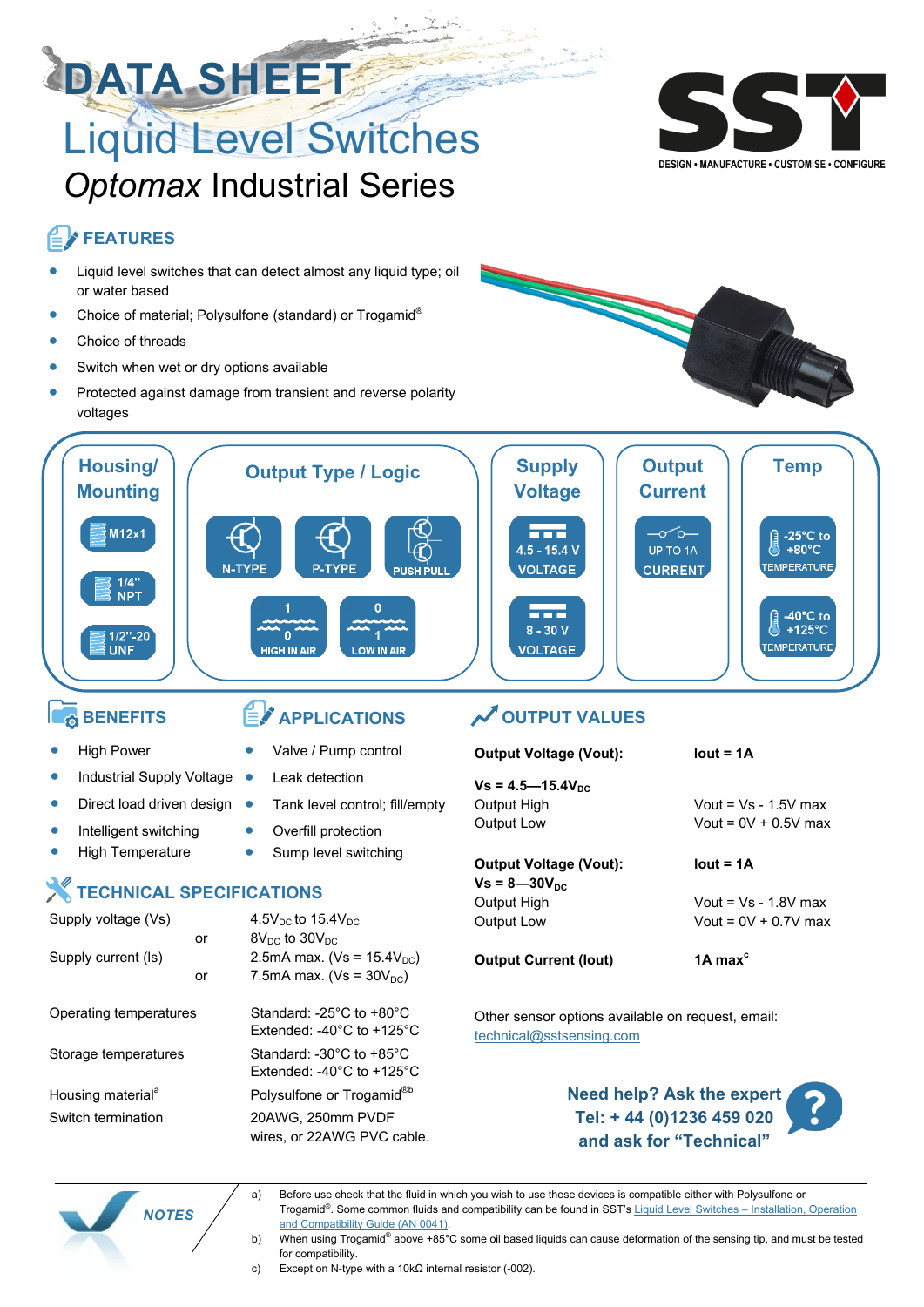# DATA SHEET

# Liquid Level Switches

## *Optomax* Industrial Series

DESIGN • MANUFACTURE • CUSTOMISE • CONFIGURE

## FEATURES

- Liquid level switches that can detect almost any liquid type; oil or water based
- Choice of material; Polysulfone (standard) or Trogamid®
- Choice of threads
- Switch when wet or dry options available
- Protected against damage from transient and reverse polarity voltages

| Housing/ Mounting | Output Type / Logic | Supply Voltage | Output Current | Temp |
|---|---|---|---|---|
| M12x1; 1/4" NPT; 1/2"-20 UNF | N-TYPE; P-TYPE; PUSH PULL; HIGH IN AIR (1/0); LOW IN AIR (0/1) | 4.5 - 15.4 V VOLTAGE; 8 - 30 V VOLTAGE | UP TO 1A CURRENT | -25°C to +80°C TEMPERATURE; -40°C to +125°C TEMPERATURE |

## BENEFITS

- High Power
- Industrial Supply Voltage
- Direct load driven design
- Intelligent switching
- High Temperature

## APPLICATIONS

- Valve / Pump control
- Leak detection
- Tank level control; fill/empty
- Overfill protection
- Sump level switching

## TECHNICAL SPECIFICATIONS

| | | |
|---|---|---|
| Supply voltage (Vs) | | $4.5V_{DC}$ to $15.4V_{DC}$ |
| | or | $8V_{DC}$ to $30V_{DC}$ |
| Supply current (Is) | | 2.5mA max. (Vs = $15.4V_{DC}$) |
| | or | 7.5mA max. (Vs = $30V_{DC}$) |
| Operating temperatures | | Standard: -25°C to +80°C<br>Extended: -40°C to +125°C |
| Storage temperatures | | Standard: -30°C to +85°C<br>Extended: -40°C to +125°C |
| Housing material[a] | | Polysulfone or Trogamid®[b] |
| Switch termination | | 20AWG, 250mm PVDF wires, or 22AWG PVC cable. |

## OUTPUT VALUES

| | |
|---|---|
| **Output Voltage (Vout):** | **Iout = 1A** |
| **Vs = 4.5—15.4$V_{DC}$** | |
| Output High | Vout = Vs - 1.5V max |
| Output Low | Vout = 0V + 0.5V max |
| **Output Voltage (Vout):** | **Iout = 1A** |
| **Vs = 8—30$V_{DC}$** | |
| Output High | Vout = Vs - 1.8V max |
| Output Low | Vout = 0V + 0.7V max |
| **Output Current (Iout)** | **1A max[c]** |

Other sensor options available on request, email: technical@sstsensing.com

**Need help? Ask the expert**
**Tel: + 44 (0)1236 459 020**
**and ask for "Technical"**

**NOTES**

a) Before use check that the fluid in which you wish to use these devices is compatible either with Polysulfone or Trogamid®. Some common fluids and compatibility can be found in SST's Liquid Level Switches – Installation, Operation and Compatibility Guide (AN 0041).

b) When using Trogamid® above +85°C some oil based liquids can cause deformation of the sensing tip, and must be tested for compatibility.

c) Except on N-type with a 10kΩ internal resistor (-002).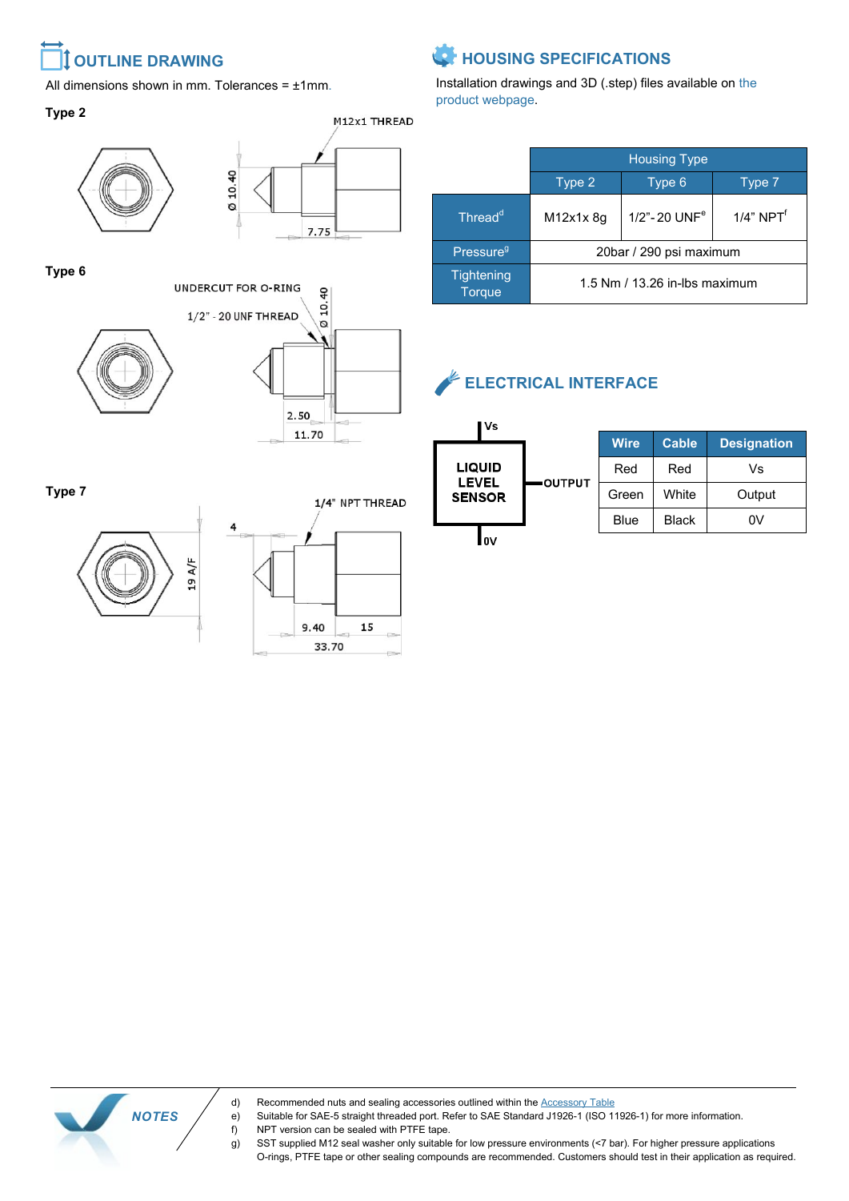## OUTLINE DRAWING

All dimensions shown in mm. Tolerances = ±1mm.

**Type 2**

M12x1 THREAD

Ø 10.40

7.75

**Type 6**

UNDERCUT FOR O-RING

1/2" - 20 UNF THREAD

Ø 10.40

2.50

11.70

**Type 7**

1/4" NPT THREAD

4

19 A/F

9.40

15

33.70

## HOUSING SPECIFICATIONS

Installation drawings and 3D (.step) files available on the product webpage.

| | Housing Type | | |
|---|---|---|---|
| | Type 2 | Type 6 | Type 7 |
| Thread[d] | M12x1x 8g | 1/2"- 20 UNF[e] | 1/4" NPT[f] |
| Pressure[g] | 20bar / 290 psi maximum | | |
| Tightening Torque | 1.5 Nm / 13.26 in-lbs maximum | | |

## ELECTRICAL INTERFACE

Vs

LIQUID LEVEL SENSOR

OUTPUT

0V

| Wire | Cable | Designation |
|---|---|---|
| Red | Red | Vs |
| Green | White | Output |
| Blue | Black | 0V |

**NOTES**

d) Recommended nuts and sealing accessories outlined within the Accessory Table
e) Suitable for SAE-5 straight threaded port. Refer to SAE Standard J1926-1 (ISO 11926-1) for more information.
f) NPT version can be sealed with PTFE tape.
g) SST supplied M12 seal washer only suitable for low pressure environments (<7 bar). For higher pressure applications O-rings, PTFE tape or other sealing compounds are recommended. Customers should test in their application as required.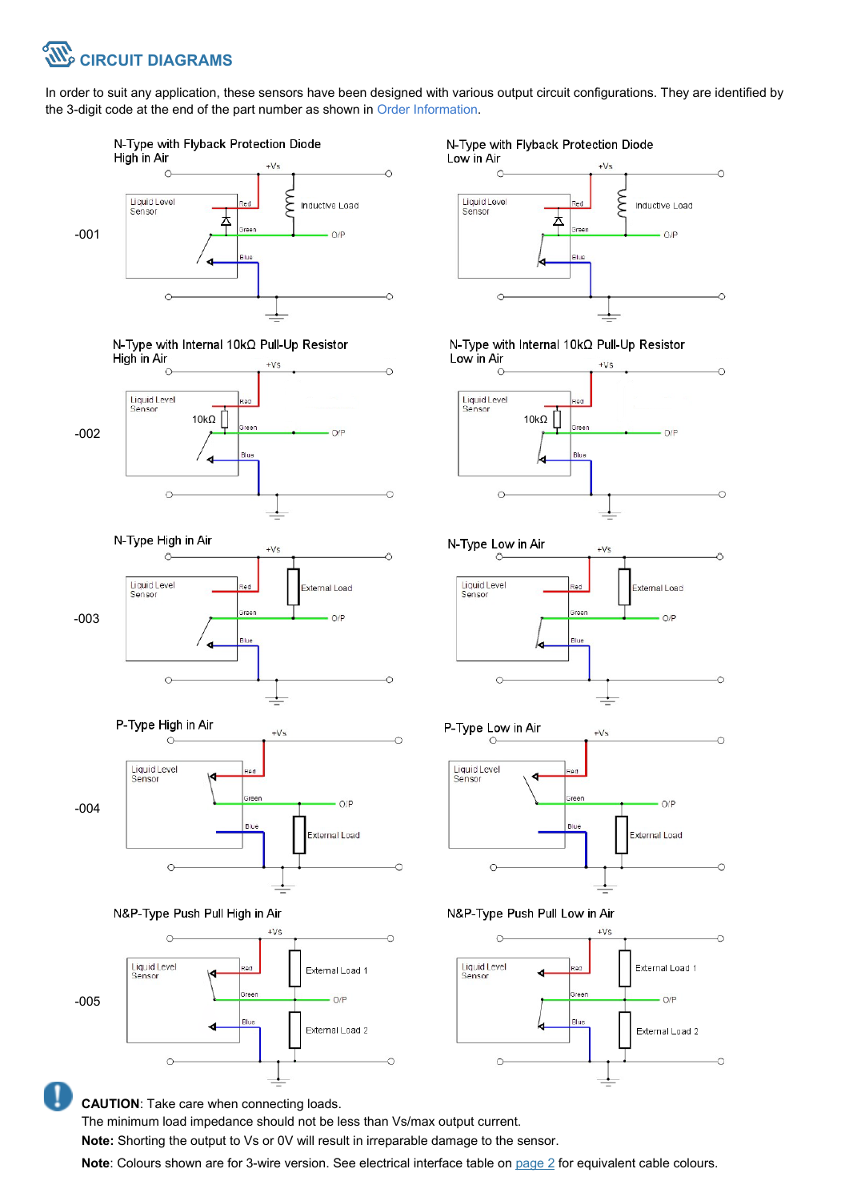# CIRCUIT DIAGRAMS

In order to suit any application, these sensors have been designed with various output circuit configurations. They are identified by the 3-digit code at the end of the part number as shown in Order Information.

**-001**

N-Type with Flyback Protection Diode High in Air

N-Type with Flyback Protection Diode Low in Air

Liquid Level Sensor, Red, Green, Blue, +Vs, Inductive Load, O/P

**-002**

N-Type with Internal 10kΩ Pull-Up Resistor High in Air

N-Type with Internal 10kΩ Pull-Up Resistor Low in Air

Liquid Level Sensor, 10kΩ, Red, Green, Blue, +Vs, O/P

**-003**

N-Type High in Air

N-Type Low in Air

Liquid Level Sensor, Red, Green, Blue, +Vs, External Load, O/P

**-004**

P-Type High in Air

P-Type Low in Air

Liquid Level Sensor, Red, Green, Blue, +Vs, O/P, External Load

**-005**

N&P-Type Push Pull High in Air

N&P-Type Push Pull Low in Air

Liquid Level Sensor, Red, Green, Blue, +Vs, External Load 1, O/P, External Load 2

**CAUTION**: Take care when connecting loads.
The minimum load impedance should not be less than Vs/max output current.
**Note:** Shorting the output to Vs or 0V will result in irreparable damage to the sensor.

**Note**: Colours shown are for 3-wire version. See electrical interface table on page 2 for equivalent cable colours.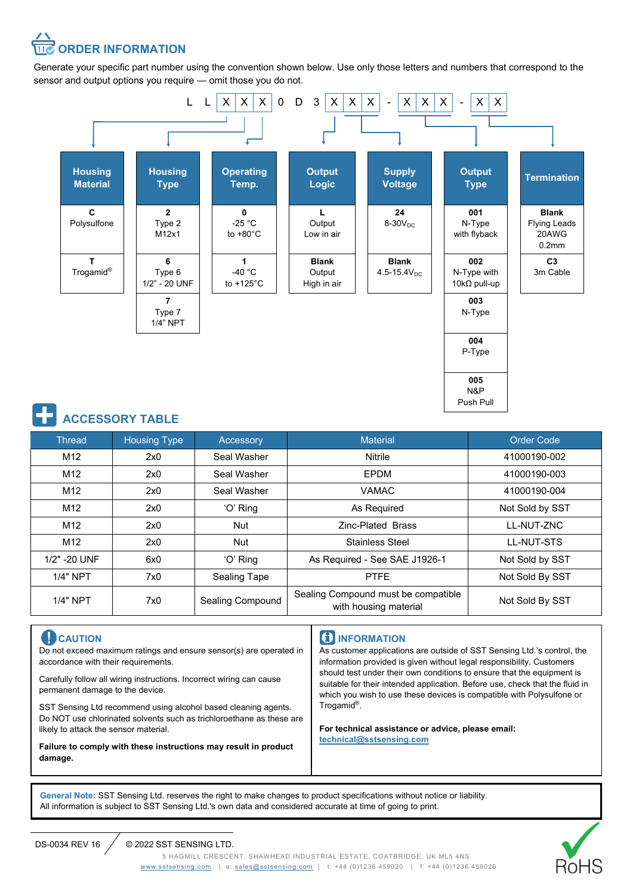## ORDER INFORMATION

Generate your specific part number using the convention shown below. Use only those letters and numbers that correspond to the sensor and output options you require — omit those you do not.

L L X X X 0 D 3 X X X - X X X - X X

| Housing Material | Housing Type | Operating Temp. | Output Logic | Supply Voltage | Output Type | Termination |
|---|---|---|---|---|---|---|
| **C** Polysulfone | **2** Type 2 M12x1 | **0** -25 °C to +80°C | **L** Output Low in air | **24** 8-30$V_{DC}$ | **001** N-Type with flyback | **Blank** Flying Leads 20AWG 0.2mm |
| **T** Trogamid® | **6** Type 6 1/2" - 20 UNF | **1** -40 °C to +125°C | **Blank** Output High in air | **Blank** 4.5-15.4$V_{DC}$ | **002** N-Type with 10kΩ pull-up | **C3** 3m Cable |
| | **7** Type 7 1/4" NPT | | | | **003** N-Type | |
| | | | | | **004** P-Type | |
| | | | | | **005** N&P Push Pull | |

## ACCESSORY TABLE

| Thread | Housing Type | Accessory | Material | Order Code |
|---|---|---|---|---|
| M12 | 2x0 | Seal Washer | Nitrile | 41000190-002 |
| M12 | 2x0 | Seal Washer | EPDM | 41000190-003 |
| M12 | 2x0 | Seal Washer | VAMAC | 41000190-004 |
| M12 | 2x0 | 'O' Ring | As Required | Not Sold by SST |
| M12 | 2x0 | Nut | Zinc-Plated Brass | LL-NUT-ZNC |
| M12 | 2x0 | Nut | Stainless Steel | LL-NUT-STS |
| 1/2" -20 UNF | 6x0 | 'O' Ring | As Required - See SAE J1926-1 | Not Sold by SST |
| 1/4" NPT | 7x0 | Sealing Tape | PTFE | Not Sold By SST |
| 1/4" NPT | 7x0 | Sealing Compound | Sealing Compound must be compatible with housing material | Not Sold By SST |

### CAUTION

Do not exceed maximum ratings and ensure sensor(s) are operated in accordance with their requirements.

Carefully follow all wiring instructions. Incorrect wiring can cause permanent damage to the device.

SST Sensing Ltd recommend using alcohol based cleaning agents. Do NOT use chlorinated solvents such as trichloroethane as these are likely to attack the sensor material.

**Failure to comply with these instructions may result in product damage.**

### INFORMATION

As customer applications are outside of SST Sensing Ltd.'s control, the information provided is given without legal responsibility. Customers should test under their own conditions to ensure that the equipment is suitable for their intended application. Before use, check that the fluid in which you wish to use these devices is compatible with Polysulfone or Trogamid®.

**For technical assistance or advice, please email:**
technical@sstsensing.com

**General Note:** SST Sensing Ltd. reserves the right to make changes to product specifications without notice or liability.
All information is subject to SST Sensing Ltd.'s own data and considered accurate at time of going to print.

DS-0034 REV 16 / © 2022 SST SENSING LTD.

5 HAGMILL CRESCENT, SHAWHEAD INDUSTRIAL ESTATE, COATBRIDGE, UK ML5 4NS
www.sstsensing.com | e: sales@sstsensing.com | t: +44 (0)1236 459020 | f: +44 (0)1236 459026

RoHS